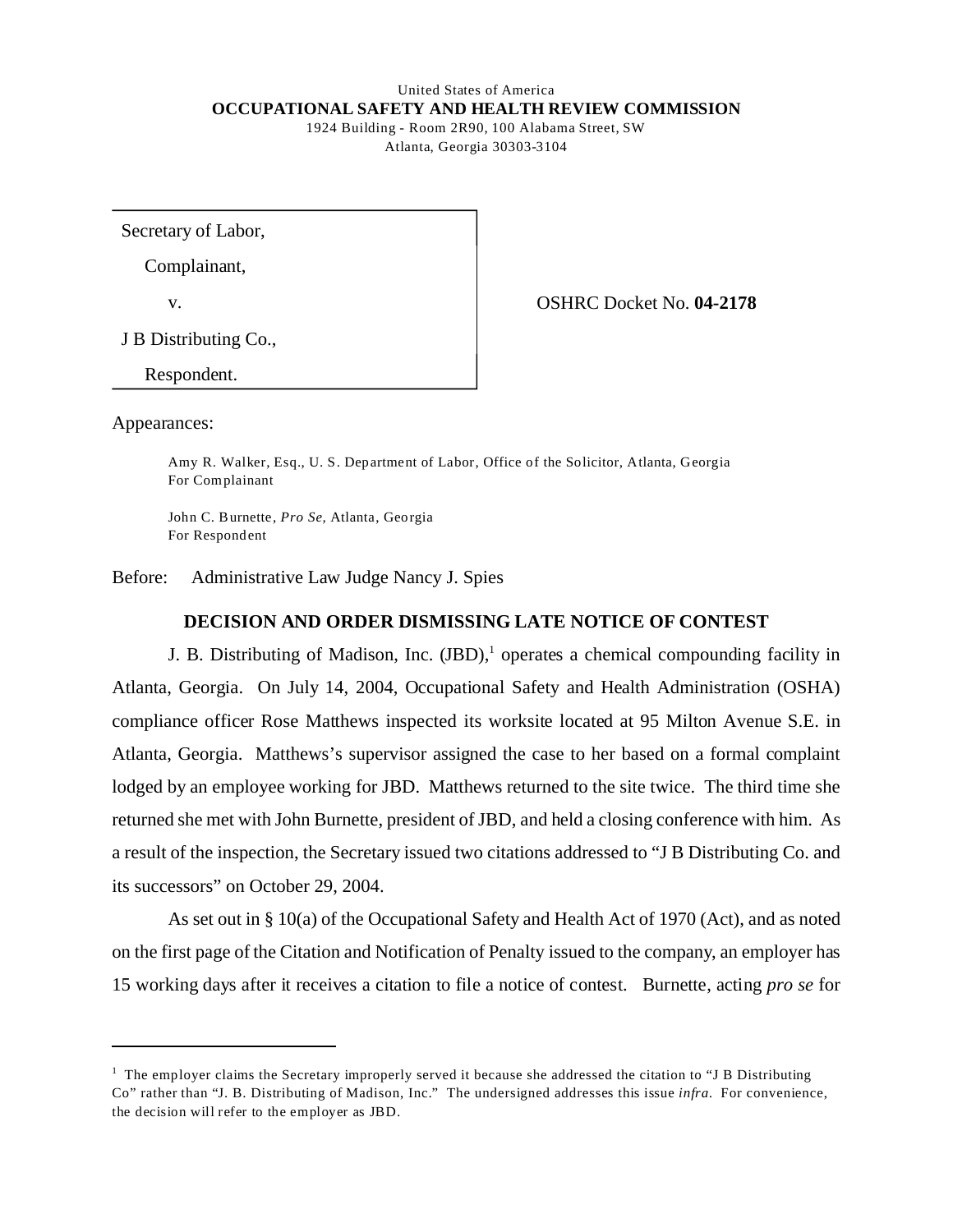United States of America

**OCCUPATIONAL SAFETY AND HEALTH REVIEW COMMISSION**

1924 Building - Room 2R90, 100 Alabama Street, SW
Atlanta, Georgia 30303-3104

| | |
|---|---|
| Secretary of Labor,<br>Complainant,<br>v.<br>J B Distributing Co.,<br>Respondent. | OSHRC Docket No. **04-2178** |

Appearances:

Amy R. Walker, Esq., U. S. Department of Labor, Office of the Solicitor, Atlanta, Georgia
For Complainant

John C. Burnette, *Pro Se,* Atlanta, Georgia
For Respondent

Before: Administrative Law Judge Nancy J. Spies

## DECISION AND ORDER DISMISSING LATE NOTICE OF CONTEST

J. B. Distributing of Madison, Inc. (JBD),[1] operates a chemical compounding facility in Atlanta, Georgia. On July 14, 2004, Occupational Safety and Health Administration (OSHA) compliance officer Rose Matthews inspected its worksite located at 95 Milton Avenue S.E. in Atlanta, Georgia. Matthews's supervisor assigned the case to her based on a formal complaint lodged by an employee working for JBD. Matthews returned to the site twice. The third time she returned she met with John Burnette, president of JBD, and held a closing conference with him. As a result of the inspection, the Secretary issued two citations addressed to "J B Distributing Co. and its successors" on October 29, 2004.

As set out in § 10(a) of the Occupational Safety and Health Act of 1970 (Act), and as noted on the first page of the Citation and Notification of Penalty issued to the company, an employer has 15 working days after it receives a citation to file a notice of contest. Burnette, acting *pro se* for

---

[1] The employer claims the Secretary improperly served it because she addressed the citation to "J B Distributing Co" rather than "J. B. Distributing of Madison, Inc." The undersigned addresses this issue *infra*. For convenience, the decision will refer to the employer as JBD.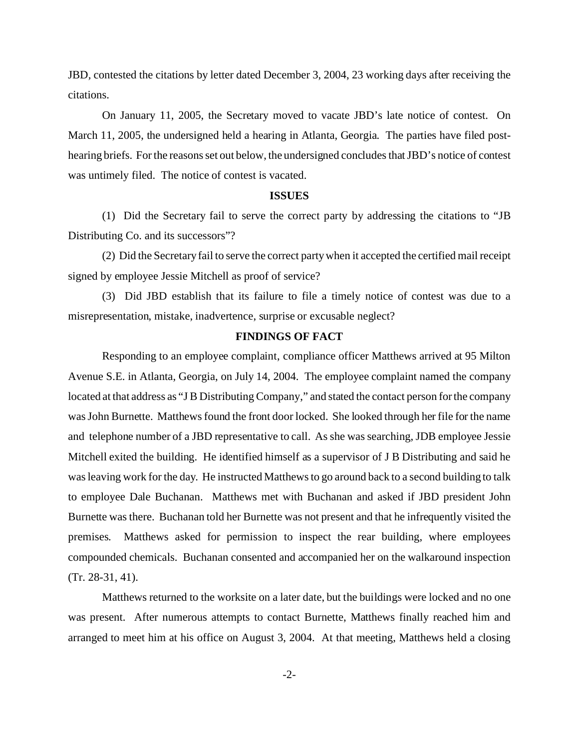JBD, contested the citations by letter dated December 3, 2004, 23 working days after receiving the citations.

On January 11, 2005, the Secretary moved to vacate JBD's late notice of contest. On March 11, 2005, the undersigned held a hearing in Atlanta, Georgia. The parties have filed post-hearing briefs. For the reasons set out below, the undersigned concludes that JBD's notice of contest was untimely filed. The notice of contest is vacated.

## ISSUES

(1) Did the Secretary fail to serve the correct party by addressing the citations to "JB Distributing Co. and its successors"?

(2) Did the Secretary fail to serve the correct party when it accepted the certified mail receipt signed by employee Jessie Mitchell as proof of service?

(3) Did JBD establish that its failure to file a timely notice of contest was due to a misrepresentation, mistake, inadvertence, surprise or excusable neglect?

## FINDINGS OF FACT

Responding to an employee complaint, compliance officer Matthews arrived at 95 Milton Avenue S.E. in Atlanta, Georgia, on July 14, 2004. The employee complaint named the company located at that address as "J B Distributing Company," and stated the contact person for the company was John Burnette. Matthews found the front door locked. She looked through her file for the name and telephone number of a JBD representative to call. As she was searching, JDB employee Jessie Mitchell exited the building. He identified himself as a supervisor of J B Distributing and said he was leaving work for the day. He instructed Matthews to go around back to a second building to talk to employee Dale Buchanan. Matthews met with Buchanan and asked if JBD president John Burnette was there. Buchanan told her Burnette was not present and that he infrequently visited the premises. Matthews asked for permission to inspect the rear building, where employees compounded chemicals. Buchanan consented and accompanied her on the walkaround inspection (Tr. 28-31, 41).

Matthews returned to the worksite on a later date, but the buildings were locked and no one was present. After numerous attempts to contact Burnette, Matthews finally reached him and arranged to meet him at his office on August 3, 2004. At that meeting, Matthews held a closing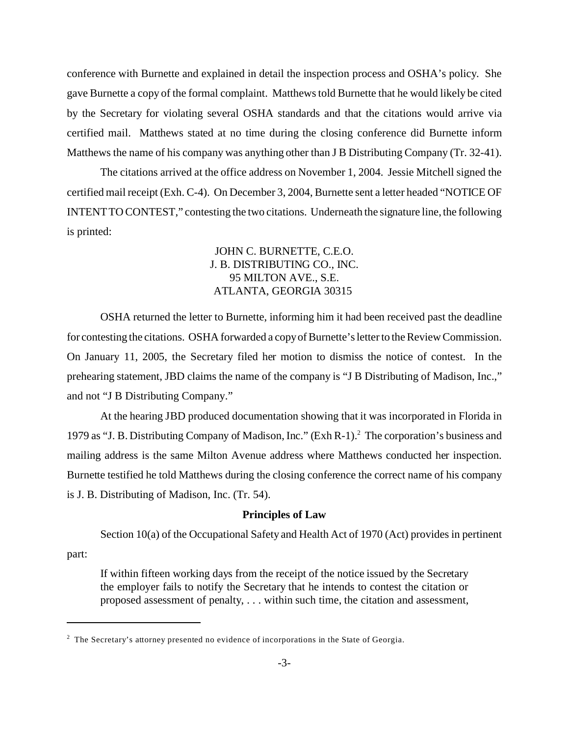conference with Burnette and explained in detail the inspection process and OSHA's policy. She gave Burnette a copy of the formal complaint. Matthews told Burnette that he would likely be cited by the Secretary for violating several OSHA standards and that the citations would arrive via certified mail. Matthews stated at no time during the closing conference did Burnette inform Matthews the name of his company was anything other than J B Distributing Company (Tr. 32-41).

The citations arrived at the office address on November 1, 2004. Jessie Mitchell signed the certified mail receipt (Exh. C-4). On December 3, 2004, Burnette sent a letter headed "NOTICE OF INTENT TO CONTEST," contesting the two citations. Underneath the signature line, the following is printed:

> JOHN C. BURNETTE, C.E.O.
> J. B. DISTRIBUTING CO., INC.
> 95 MILTON AVE., S.E.
> ATLANTA, GEORGIA 30315

OSHA returned the letter to Burnette, informing him it had been received past the deadline for contesting the citations. OSHA forwarded a copy of Burnette's letter to the Review Commission. On January 11, 2005, the Secretary filed her motion to dismiss the notice of contest. In the prehearing statement, JBD claims the name of the company is "J B Distributing of Madison, Inc.," and not "J B Distributing Company."

At the hearing JBD produced documentation showing that it was incorporated in Florida in 1979 as "J. B. Distributing Company of Madison, Inc." (Exh R-1).[2] The corporation's business and mailing address is the same Milton Avenue address where Matthews conducted her inspection. Burnette testified he told Matthews during the closing conference the correct name of his company is J. B. Distributing of Madison, Inc. (Tr. 54).

**Principles of Law**

Section 10(a) of the Occupational Safety and Health Act of 1970 (Act) provides in pertinent part:

> If within fifteen working days from the receipt of the notice issued by the Secretary the employer fails to notify the Secretary that he intends to contest the citation or proposed assessment of penalty, . . . within such time, the citation and assessment,

---

[2] The Secretary's attorney presented no evidence of incorporations in the State of Georgia.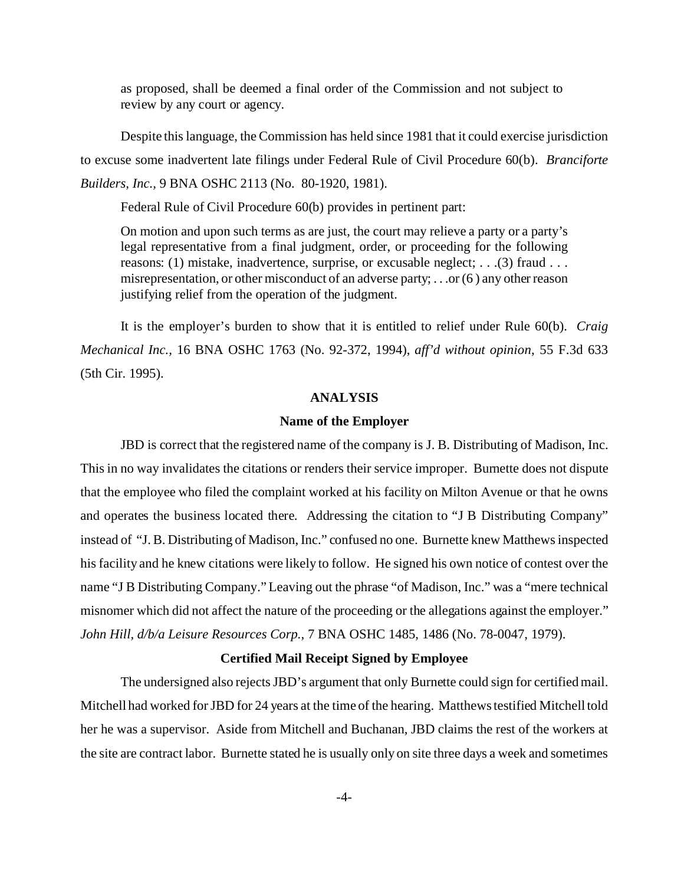> as proposed, shall be deemed a final order of the Commission and not subject to review by any court or agency.

Despite this language, the Commission has held since 1981 that it could exercise jurisdiction to excuse some inadvertent late filings under Federal Rule of Civil Procedure 60(b). *Branciforte Builders, Inc.*, 9 BNA OSHC 2113 (No. 80-1920, 1981).

Federal Rule of Civil Procedure 60(b) provides in pertinent part:

> On motion and upon such terms as are just, the court may relieve a party or a party's legal representative from a final judgment, order, or proceeding for the following reasons: (1) mistake, inadvertence, surprise, or excusable neglect; . . .(3) fraud . . . misrepresentation, or other misconduct of an adverse party; . . .or (6 ) any other reason justifying relief from the operation of the judgment.

It is the employer's burden to show that it is entitled to relief under Rule 60(b). *Craig Mechanical Inc.*, 16 BNA OSHC 1763 (No. 92-372, 1994), *aff'd without opinion*, 55 F.3d 633 (5th Cir. 1995).

## ANALYSIS

### Name of the Employer

JBD is correct that the registered name of the company is J. B. Distributing of Madison, Inc. This in no way invalidates the citations or renders their service improper. Burnette does not dispute that the employee who filed the complaint worked at his facility on Milton Avenue or that he owns and operates the business located there. Addressing the citation to "J B Distributing Company" instead of "J. B. Distributing of Madison, Inc." confused no one. Burnette knew Matthews inspected his facility and he knew citations were likely to follow. He signed his own notice of contest over the name "J B Distributing Company." Leaving out the phrase "of Madison, Inc." was a "mere technical misnomer which did not affect the nature of the proceeding or the allegations against the employer." *John Hill, d/b/a Leisure Resources Corp.*, 7 BNA OSHC 1485, 1486 (No. 78-0047, 1979).

### Certified Mail Receipt Signed by Employee

The undersigned also rejects JBD's argument that only Burnette could sign for certified mail. Mitchell had worked for JBD for 24 years at the time of the hearing. Matthews testified Mitchell told her he was a supervisor. Aside from Mitchell and Buchanan, JBD claims the rest of the workers at the site are contract labor. Burnette stated he is usually only on site three days a week and sometimes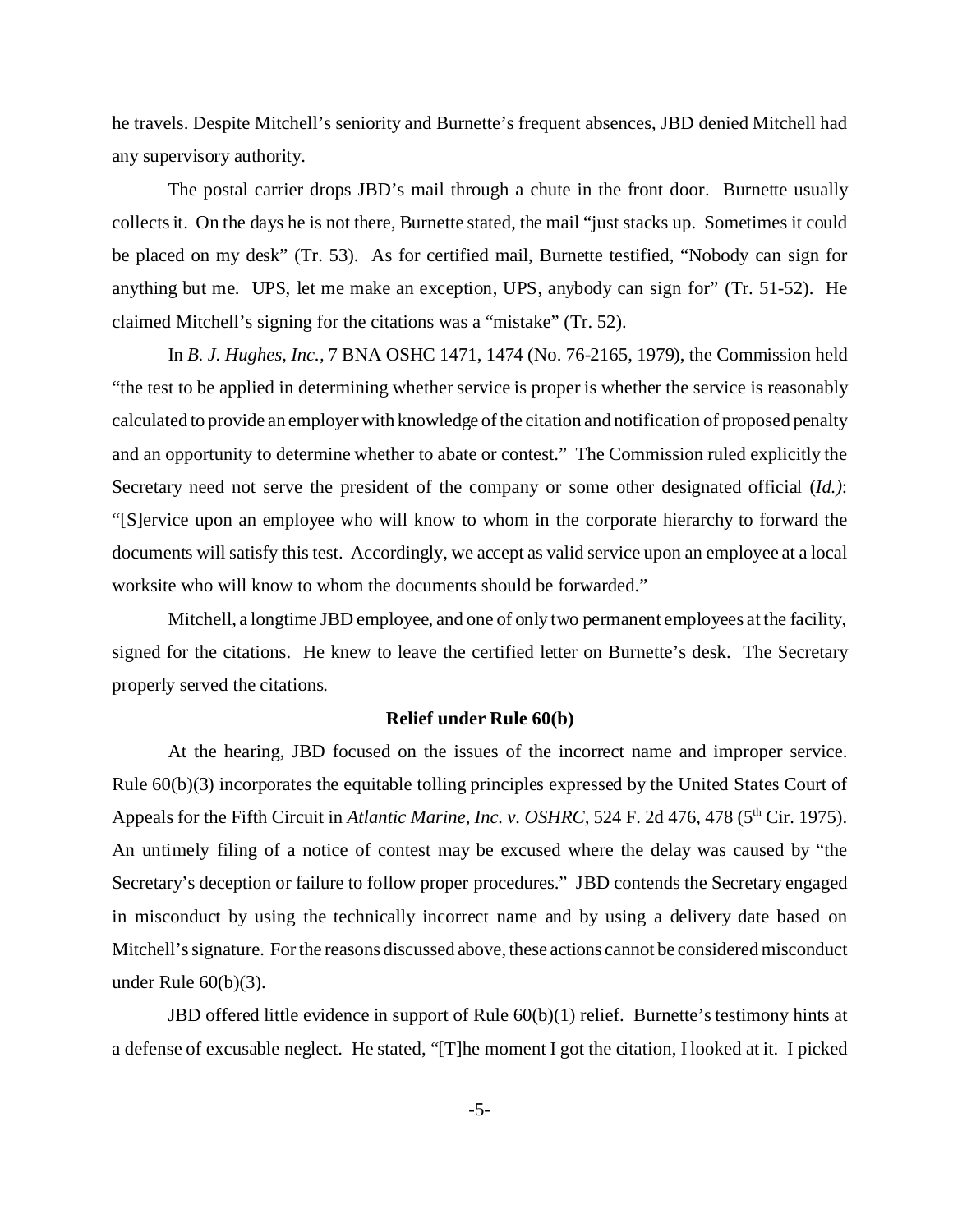he travels. Despite Mitchell's seniority and Burnette's frequent absences, JBD denied Mitchell had any supervisory authority.

The postal carrier drops JBD's mail through a chute in the front door. Burnette usually collects it. On the days he is not there, Burnette stated, the mail "just stacks up. Sometimes it could be placed on my desk" (Tr. 53). As for certified mail, Burnette testified, "Nobody can sign for anything but me. UPS, let me make an exception, UPS, anybody can sign for" (Tr. 51-52). He claimed Mitchell's signing for the citations was a "mistake" (Tr. 52).

In *B. J. Hughes, Inc.,* 7 BNA OSHC 1471, 1474 (No. 76-2165, 1979), the Commission held "the test to be applied in determining whether service is proper is whether the service is reasonably calculated to provide an employer with knowledge of the citation and notification of proposed penalty and an opportunity to determine whether to abate or contest." The Commission ruled explicitly the Secretary need not serve the president of the company or some other designated official (*Id.)*: "[S]ervice upon an employee who will know to whom in the corporate hierarchy to forward the documents will satisfy this test. Accordingly, we accept as valid service upon an employee at a local worksite who will know to whom the documents should be forwarded."

Mitchell, a longtime JBD employee, and one of only two permanent employees at the facility, signed for the citations. He knew to leave the certified letter on Burnette's desk. The Secretary properly served the citations.

**Relief under Rule 60(b)**

At the hearing, JBD focused on the issues of the incorrect name and improper service. Rule 60(b)(3) incorporates the equitable tolling principles expressed by the United States Court of Appeals for the Fifth Circuit in *Atlantic Marine, Inc. v. OSHRC,* 524 F. 2d 476, 478 (5th Cir. 1975). An untimely filing of a notice of contest may be excused where the delay was caused by "the Secretary's deception or failure to follow proper procedures." JBD contends the Secretary engaged in misconduct by using the technically incorrect name and by using a delivery date based on Mitchell's signature. For the reasons discussed above, these actions cannot be considered misconduct under Rule 60(b)(3).

JBD offered little evidence in support of Rule 60(b)(1) relief. Burnette's testimony hints at a defense of excusable neglect. He stated, "[T]he moment I got the citation, I looked at it. I picked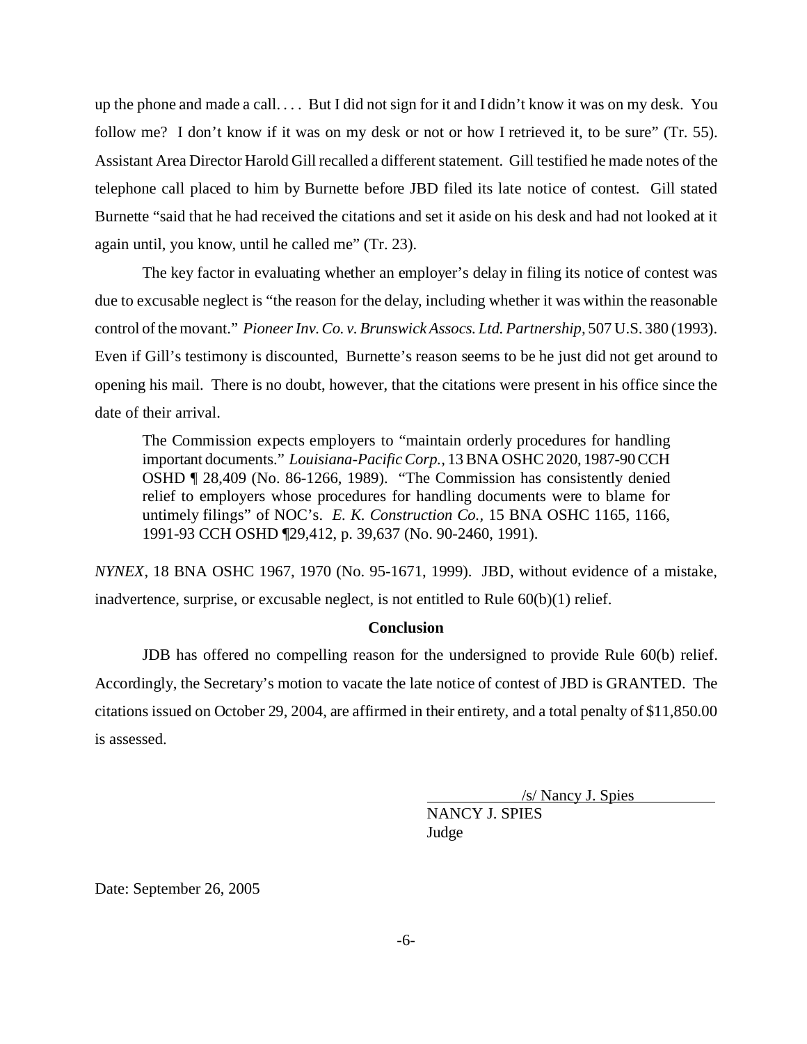up the phone and made a call. . . . But I did not sign for it and I didn't know it was on my desk. You follow me? I don't know if it was on my desk or not or how I retrieved it, to be sure" (Tr. 55). Assistant Area Director Harold Gill recalled a different statement. Gill testified he made notes of the telephone call placed to him by Burnette before JBD filed its late notice of contest. Gill stated Burnette "said that he had received the citations and set it aside on his desk and had not looked at it again until, you know, until he called me" (Tr. 23).

The key factor in evaluating whether an employer's delay in filing its notice of contest was due to excusable neglect is "the reason for the delay, including whether it was within the reasonable control of the movant." *Pioneer Inv. Co. v. Brunswick Assocs. Ltd. Partnership,* 507 U.S. 380 (1993). Even if Gill's testimony is discounted, Burnette's reason seems to be he just did not get around to opening his mail. There is no doubt, however, that the citations were present in his office since the date of their arrival.

> The Commission expects employers to "maintain orderly procedures for handling important documents." *Louisiana-Pacific Corp.,* 13 BNA OSHC 2020, 1987-90 CCH OSHD ¶ 28,409 (No. 86-1266, 1989). "The Commission has consistently denied relief to employers whose procedures for handling documents were to blame for untimely filings" of NOC's. *E. K. Construction Co.,* 15 BNA OSHC 1165, 1166, 1991-93 CCH OSHD ¶29,412, p. 39,637 (No. 90-2460, 1991).

*NYNEX*, 18 BNA OSHC 1967, 1970 (No. 95-1671, 1999). JBD, without evidence of a mistake, inadvertence, surprise, or excusable neglect, is not entitled to Rule 60(b)(1) relief.

**Conclusion**

JDB has offered no compelling reason for the undersigned to provide Rule 60(b) relief. Accordingly, the Secretary's motion to vacate the late notice of contest of JBD is GRANTED. The citations issued on October 29, 2004, are affirmed in their entirety, and a total penalty of $11,850.00 is assessed.

/s/ Nancy J. Spies
NANCY J. SPIES
Judge

Date: September 26, 2005